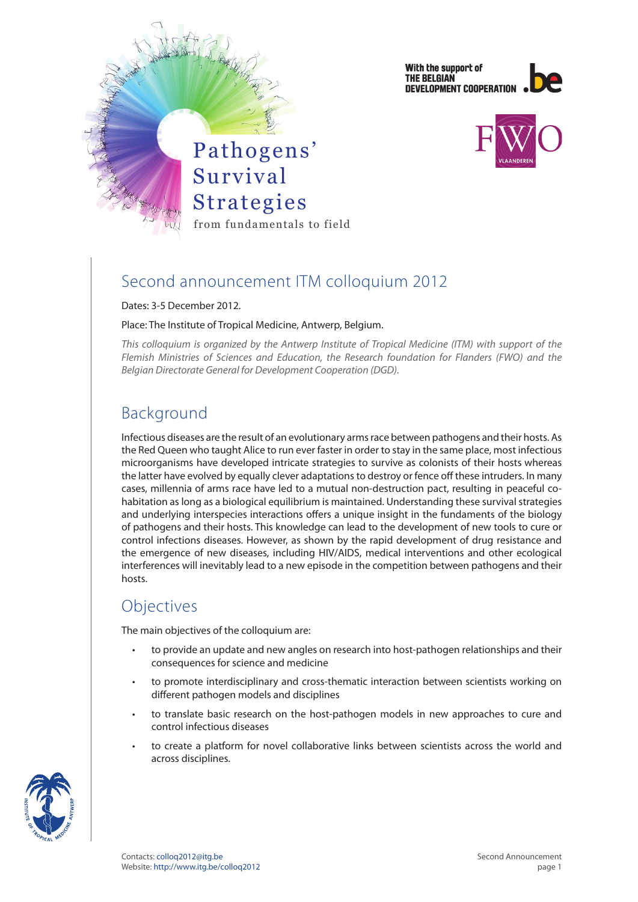# Pathogens' Survival Strategies

from fundamentals to field

With the support of THE BELGIAN DEVELOPMENT COOPERATION

## Second announcement ITM colloquium 2012

Dates: 3-5 December 2012.

Place: The Institute of Tropical Medicine, Antwerp, Belgium.

*This colloquium is organized by the Antwerp Institute of Tropical Medicine (ITM) with support of the Flemish Ministries of Sciences and Education, the Research foundation for Flanders (FWO) and the Belgian Directorate General for Development Cooperation (DGD).*

## Background

Infectious diseases are the result of an evolutionary arms race between pathogens and their hosts. As the Red Queen who taught Alice to run ever faster in order to stay in the same place, most infectious microorganisms have developed intricate strategies to survive as colonists of their hosts whereas the latter have evolved by equally clever adaptations to destroy or fence off these intruders. In many cases, millennia of arms race have led to a mutual non-destruction pact, resulting in peaceful co-habitation as long as a biological equilibrium is maintained. Understanding these survival strategies and underlying interspecies interactions offers a unique insight in the fundaments of the biology of pathogens and their hosts. This knowledge can lead to the development of new tools to cure or control infections diseases. However, as shown by the rapid development of drug resistance and the emergence of new diseases, including HIV/AIDS, medical interventions and other ecological interferences will inevitably lead to a new episode in the competition between pathogens and their hosts.

## Objectives

The main objectives of the colloquium are:

- to provide an update and new angles on research into host-pathogen relationships and their consequences for science and medicine
- to promote interdisciplinary and cross-thematic interaction between scientists working on different pathogen models and disciplines
- to translate basic research on the host-pathogen models in new approaches to cure and control infectious diseases
- to create a platform for novel collaborative links between scientists across the world and across disciplines.

Contacts: colloq2012@itg.be
Website: http://www.itg.be/colloq2012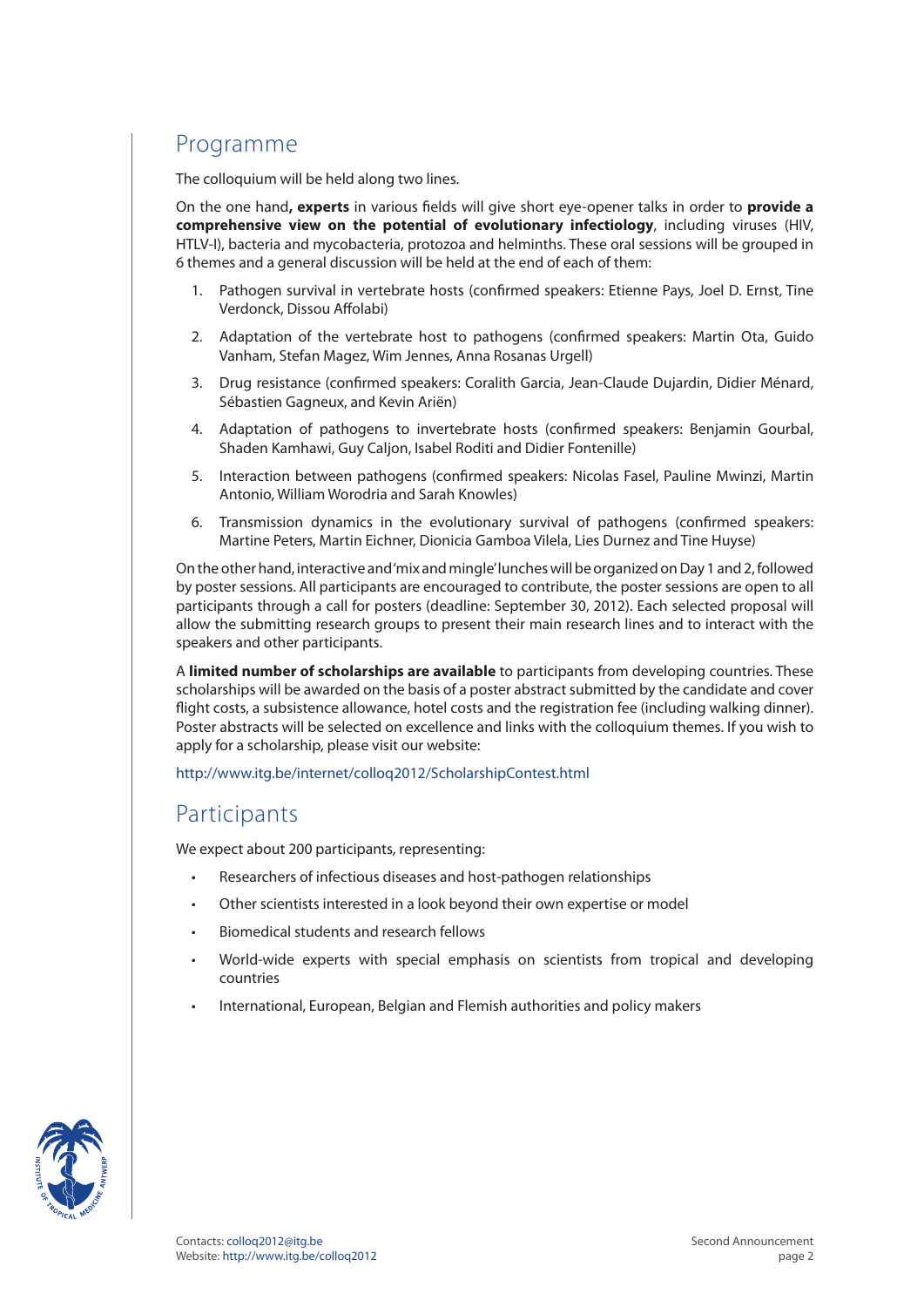## Programme

The colloquium will be held along two lines.

On the one hand**, experts** in various fields will give short eye-opener talks in order to **provide a comprehensive view on the potential of evolutionary infectiology**, including viruses (HIV, HTLV-I), bacteria and mycobacteria, protozoa and helminths. These oral sessions will be grouped in 6 themes and a general discussion will be held at the end of each of them:

1. Pathogen survival in vertebrate hosts (confirmed speakers: Etienne Pays, Joel D. Ernst, Tine Verdonck, Dissou Affolabi)
2. Adaptation of the vertebrate host to pathogens (confirmed speakers: Martin Ota, Guido Vanham, Stefan Magez, Wim Jennes, Anna Rosanas Urgell)
3. Drug resistance (confirmed speakers: Coralith Garcia, Jean-Claude Dujardin, Didier Ménard, Sébastien Gagneux, and Kevin Ariën)
4. Adaptation of pathogens to invertebrate hosts (confirmed speakers: Benjamin Gourbal, Shaden Kamhawi, Guy Caljon, Isabel Roditi and Didier Fontenille)
5. Interaction between pathogens (confirmed speakers: Nicolas Fasel, Pauline Mwinzi, Martin Antonio, William Worodria and Sarah Knowles)
6. Transmission dynamics in the evolutionary survival of pathogens (confirmed speakers: Martine Peters, Martin Eichner, Dionicia Gamboa Vilela, Lies Durnez and Tine Huyse)

On the other hand, interactive and 'mix and mingle' lunches will be organized on Day 1 and 2, followed by poster sessions. All participants are encouraged to contribute, the poster sessions are open to all participants through a call for posters (deadline: September 30, 2012). Each selected proposal will allow the submitting research groups to present their main research lines and to interact with the speakers and other participants.

A **limited number of scholarships are available** to participants from developing countries. These scholarships will be awarded on the basis of a poster abstract submitted by the candidate and cover flight costs, a subsistence allowance, hotel costs and the registration fee (including walking dinner). Poster abstracts will be selected on excellence and links with the colloquium themes. If you wish to apply for a scholarship, please visit our website:

http://www.itg.be/internet/colloq2012/ScholarshipContest.html

## Participants

We expect about 200 participants, representing:

- Researchers of infectious diseases and host-pathogen relationships
- Other scientists interested in a look beyond their own expertise or model
- Biomedical students and research fellows
- World-wide experts with special emphasis on scientists from tropical and developing countries
- International, European, Belgian and Flemish authorities and policy makers

Contacts: colloq2012@itg.be
Website: http://www.itg.be/colloq2012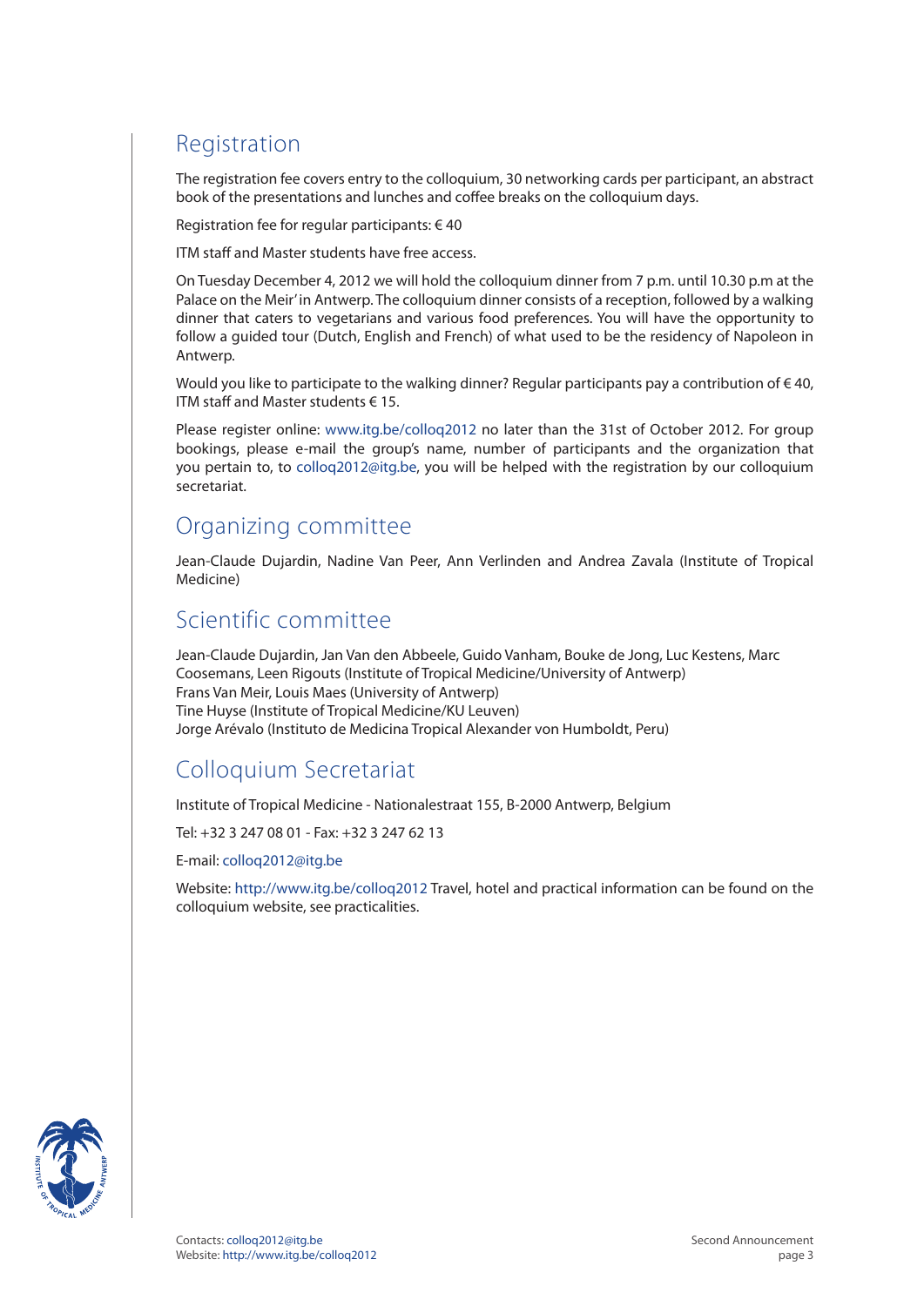## Registration

The registration fee covers entry to the colloquium, 30 networking cards per participant, an abstract book of the presentations and lunches and coffee breaks on the colloquium days.

Registration fee for regular participants: € 40

ITM staff and Master students have free access.

On Tuesday December 4, 2012 we will hold the colloquium dinner from 7 p.m. until 10.30 p.m at the Palace on the Meir' in Antwerp. The colloquium dinner consists of a reception, followed by a walking dinner that caters to vegetarians and various food preferences. You will have the opportunity to follow a guided tour (Dutch, English and French) of what used to be the residency of Napoleon in Antwerp.

Would you like to participate to the walking dinner? Regular participants pay a contribution of € 40, ITM staff and Master students € 15.

Please register online: www.itg.be/colloq2012 no later than the 31st of October 2012. For group bookings, please e-mail the group's name, number of participants and the organization that you pertain to, to colloq2012@itg.be, you will be helped with the registration by our colloquium secretariat.

## Organizing committee

Jean-Claude Dujardin, Nadine Van Peer, Ann Verlinden and Andrea Zavala (Institute of Tropical Medicine)

## Scientific committee

Jean-Claude Dujardin, Jan Van den Abbeele, Guido Vanham, Bouke de Jong, Luc Kestens, Marc Coosemans, Leen Rigouts (Institute of Tropical Medicine/University of Antwerp)
Frans Van Meir, Louis Maes (University of Antwerp)
Tine Huyse (Institute of Tropical Medicine/KU Leuven)
Jorge Arévalo (Instituto de Medicina Tropical Alexander von Humboldt, Peru)

## Colloquium Secretariat

Institute of Tropical Medicine - Nationalestraat 155, B-2000 Antwerp, Belgium

Tel: +32 3 247 08 01 - Fax: +32 3 247 62 13

E-mail: colloq2012@itg.be

Website: http://www.itg.be/colloq2012 Travel, hotel and practical information can be found on the colloquium website, see practicalities.